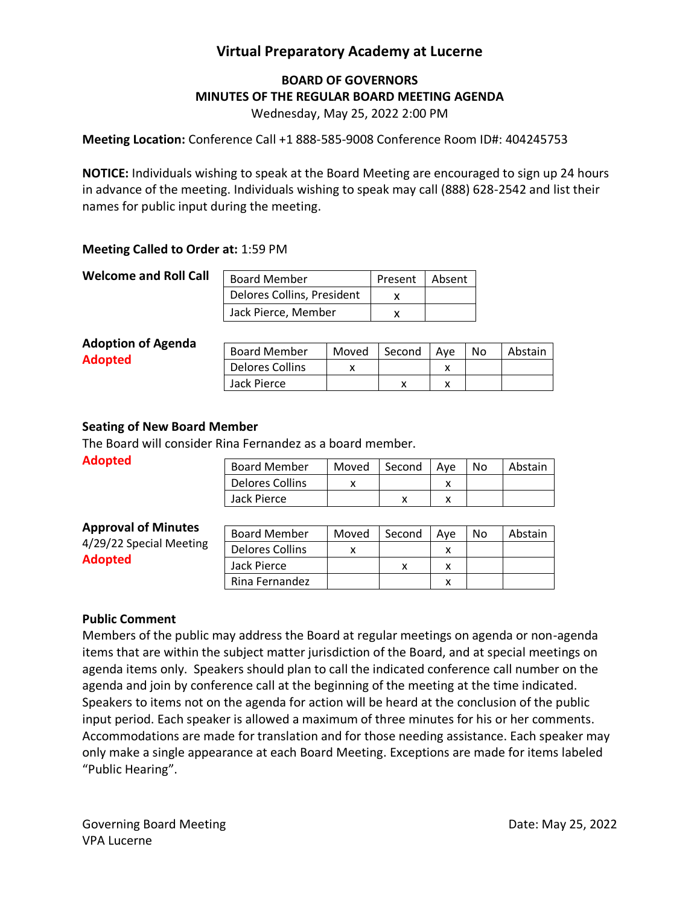# Virtual Preparatory Academy at Lucerne

## BOARD OF GOVERNORS
## MINUTES OF THE REGULAR BOARD MEETING AGENDA

Wednesday, May 25, 2022 2:00 PM

**Meeting Location:** Conference Call +1 888-585-9008 Conference Room ID#: 404245753

**NOTICE:** Individuals wishing to speak at the Board Meeting are encouraged to sign up 24 hours in advance of the meeting. Individuals wishing to speak may call (888) 628-2542 and list their names for public input during the meeting.

**Meeting Called to Order at:** 1:59 PM

**Welcome and Roll Call**

| Board Member | Present | Absent |
|---|---|---|
| Delores Collins, President | x | |
| Jack Pierce, Member | x | |

**Adoption of Agenda**
**Adopted**

| Board Member | Moved | Second | Aye | No | Abstain |
|---|---|---|---|---|---|
| Delores Collins | x | | x | | |
| Jack Pierce | | x | x | | |

**Seating of New Board Member**

The Board will consider Rina Fernandez as a board member.

**Adopted**

| Board Member | Moved | Second | Aye | No | Abstain |
|---|---|---|---|---|---|
| Delores Collins | x | | x | | |
| Jack Pierce | | x | x | | |

**Approval of Minutes**
4/29/22 Special Meeting
**Adopted**

| Board Member | Moved | Second | Aye | No | Abstain |
|---|---|---|---|---|---|
| Delores Collins | x | | x | | |
| Jack Pierce | | x | x | | |
| Rina Fernandez | | | x | | |

**Public Comment**

Members of the public may address the Board at regular meetings on agenda or non-agenda items that are within the subject matter jurisdiction of the Board, and at special meetings on agenda items only. Speakers should plan to call the indicated conference call number on the agenda and join by conference call at the beginning of the meeting at the time indicated. Speakers to items not on the agenda for action will be heard at the conclusion of the public input period. Each speaker is allowed a maximum of three minutes for his or her comments. Accommodations are made for translation and for those needing assistance. Each speaker may only make a single appearance at each Board Meeting. Exceptions are made for items labeled "Public Hearing".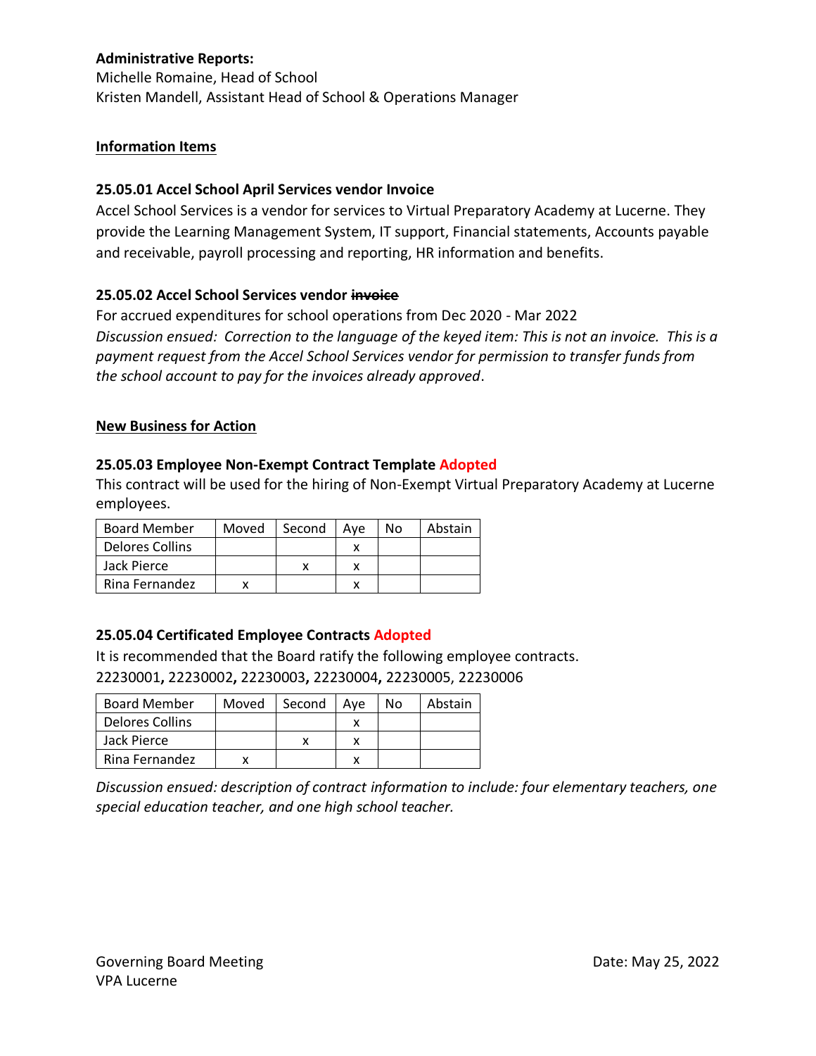**Administrative Reports:**
Michelle Romaine, Head of School
Kristen Mandell, Assistant Head of School & Operations Manager

**Information Items**

**25.05.01 Accel School April Services vendor Invoice**
Accel School Services is a vendor for services to Virtual Preparatory Academy at Lucerne. They provide the Learning Management System, IT support, Financial statements, Accounts payable and receivable, payroll processing and reporting, HR information and benefits.

**25.05.02 Accel School Services vendor ~~invoice~~**
For accrued expenditures for school operations from Dec 2020 - Mar 2022
*Discussion ensued: Correction to the language of the keyed item: This is not an invoice. This is a payment request from the Accel School Services vendor for permission to transfer funds from the school account to pay for the invoices already approved*.

**New Business for Action**

**25.05.03 Employee Non-Exempt Contract Template Adopted**
This contract will be used for the hiring of Non-Exempt Virtual Preparatory Academy at Lucerne employees.

| Board Member | Moved | Second | Aye | No | Abstain |
|---|---|---|---|---|---|
| Delores Collins | | | x | | |
| Jack Pierce | | x | x | | |
| Rina Fernandez | x | | x | | |

**25.05.04 Certificated Employee Contracts Adopted**
It is recommended that the Board ratify the following employee contracts.
22230001**,** 22230002**,** 22230003**,** 22230004**,** 22230005, 22230006

| Board Member | Moved | Second | Aye | No | Abstain |
|---|---|---|---|---|---|
| Delores Collins | | | x | | |
| Jack Pierce | | x | x | | |
| Rina Fernandez | x | | x | | |

*Discussion ensued: description of contract information to include: four elementary teachers, one special education teacher, and one high school teacher.*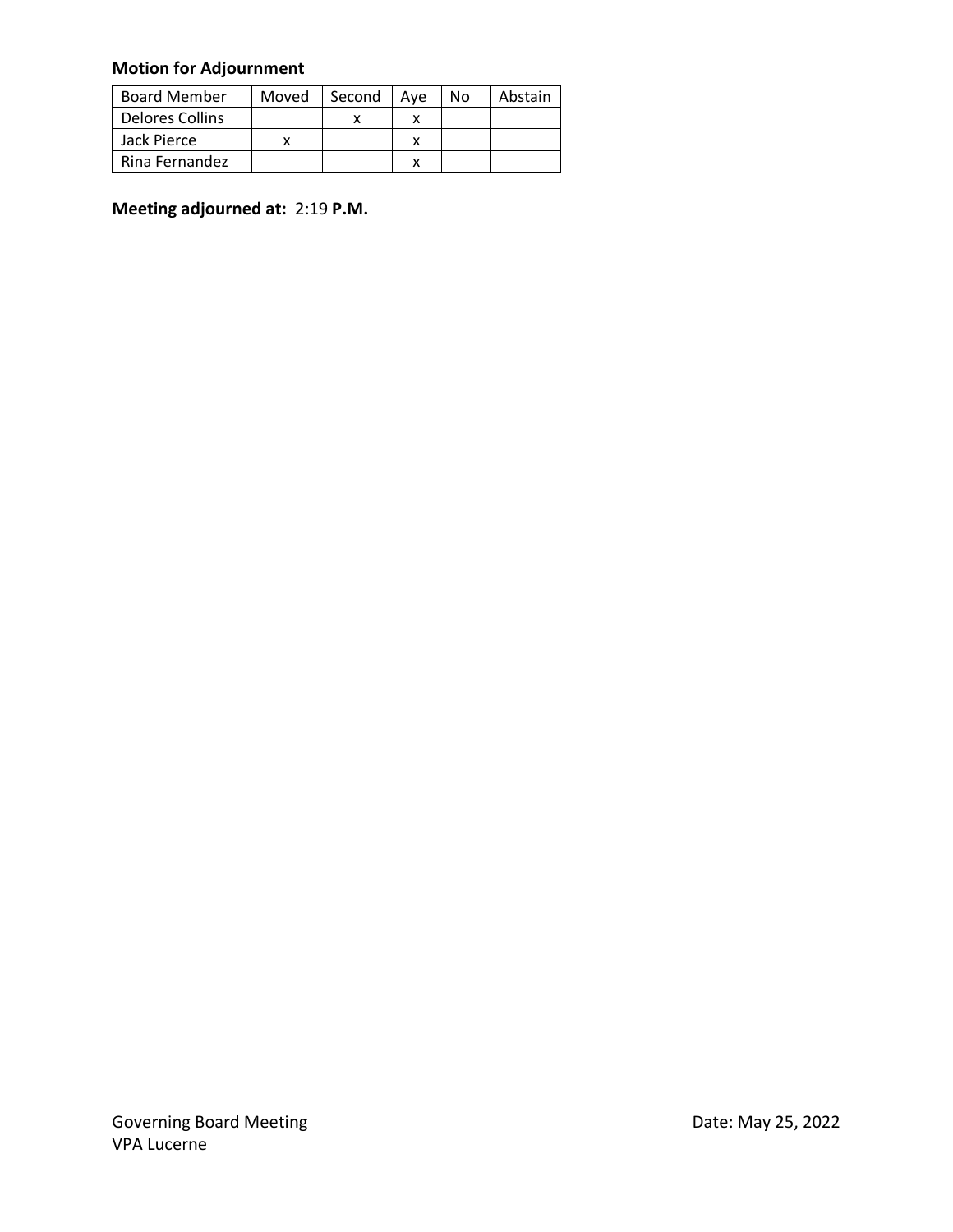**Motion for Adjournment**

| Board Member | Moved | Second | Aye | No | Abstain |
|---|---|---|---|---|---|
| Delores Collins | | x | x | | |
| Jack Pierce | x | | x | | |
| Rina Fernandez | | | x | | |

**Meeting adjourned at:** 2:19 **P.M.**